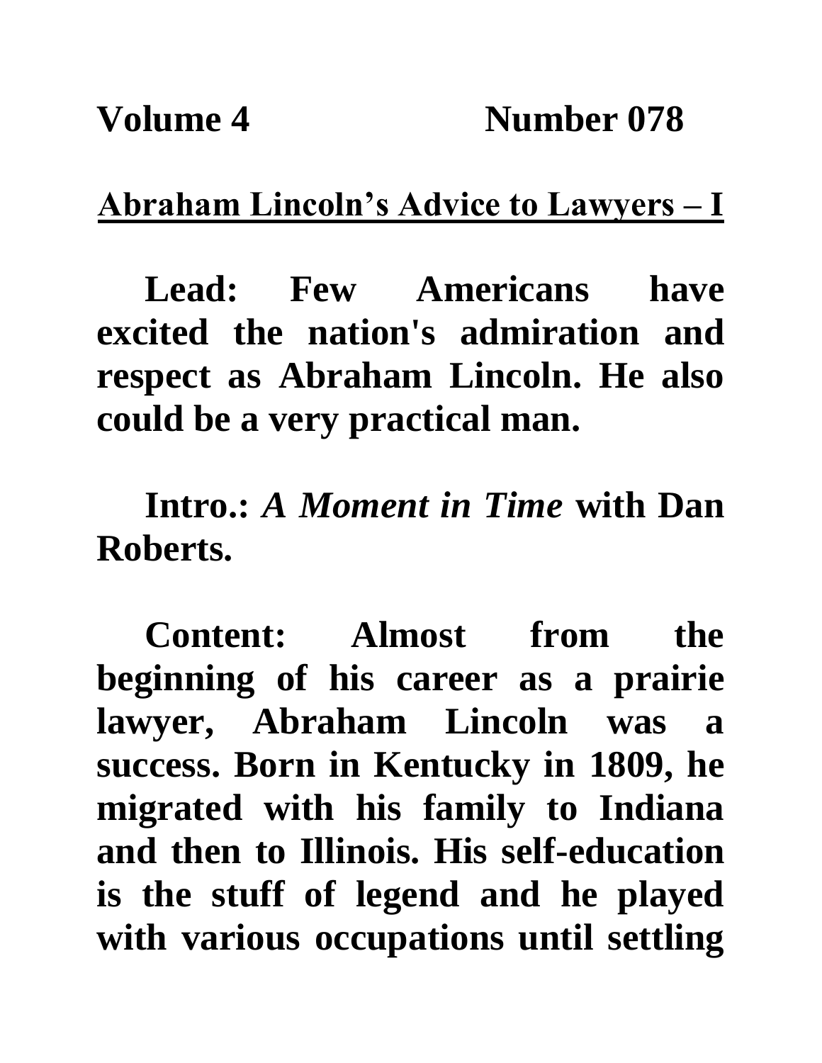**Volume 4 Number 078**

## Abraham Lincoln's Advice to Lawyers – I

**Lead: Few Americans have excited the nation's admiration and respect as Abraham Lincoln. He also could be a very practical man.**

**Intro.: *A Moment in Time* with Dan Roberts.**

**Content: Almost from the beginning of his career as a prairie lawyer, Abraham Lincoln was a success. Born in Kentucky in 1809, he migrated with his family to Indiana and then to Illinois. His self-education is the stuff of legend and he played with various occupations until settling**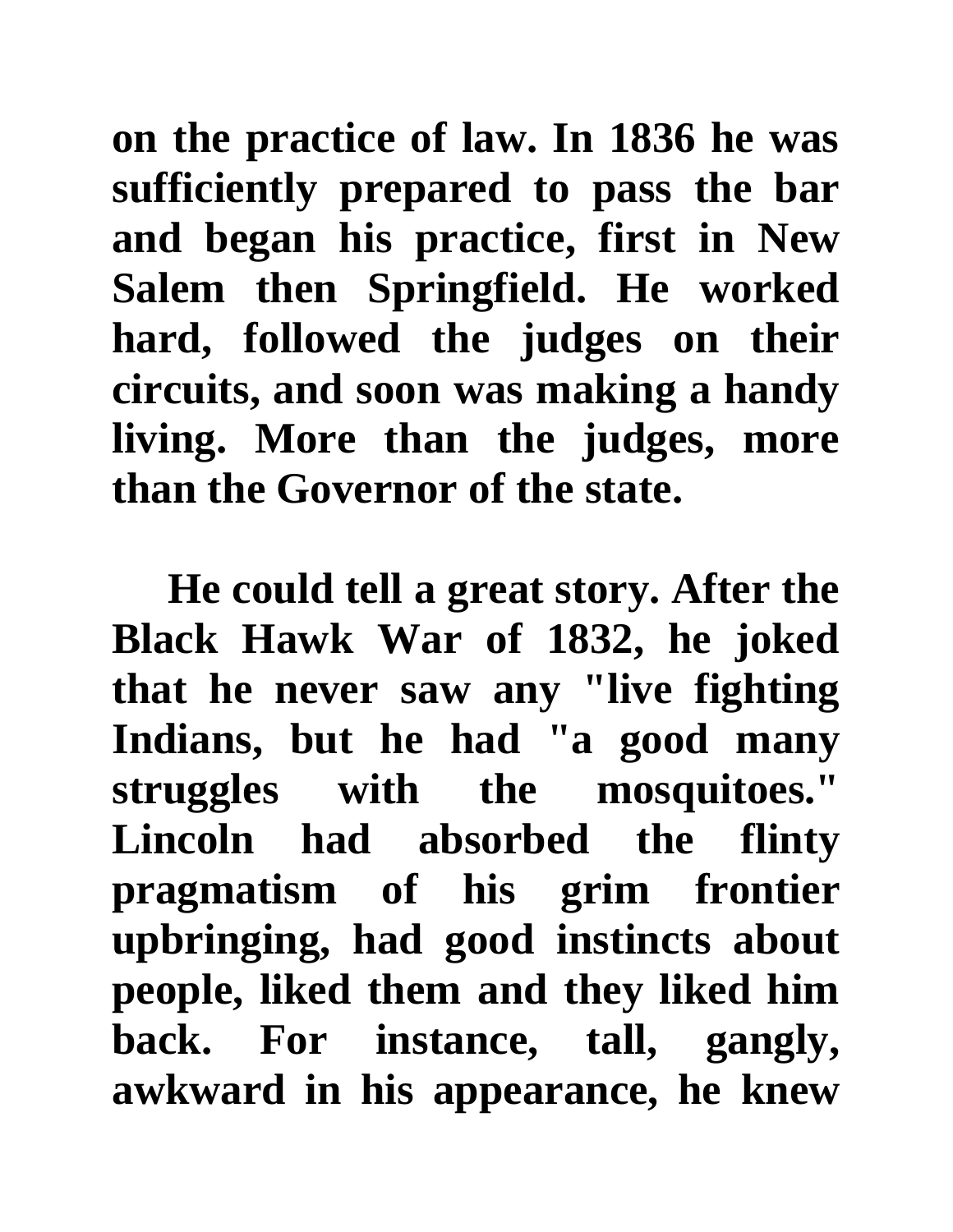**on the practice of law. In 1836 he was sufficiently prepared to pass the bar and began his practice, first in New Salem then Springfield. He worked hard, followed the judges on their circuits, and soon was making a handy living. More than the judges, more than the Governor of the state.**

**He could tell a great story. After the Black Hawk War of 1832, he joked that he never saw any "live fighting Indians, but he had "a good many struggles with the mosquitoes." Lincoln had absorbed the flinty pragmatism of his grim frontier upbringing, had good instincts about people, liked them and they liked him back. For instance, tall, gangly, awkward in his appearance, he knew**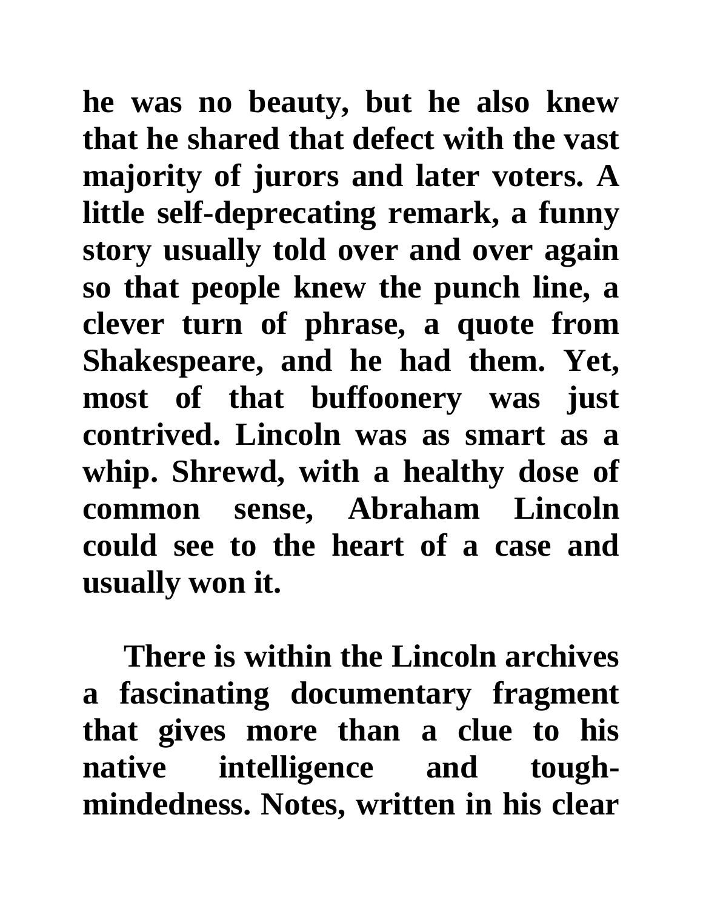he was no beauty, but he also knew that he shared that defect with the vast majority of jurors and later voters. A little self-deprecating remark, a funny story usually told over and over again so that people knew the punch line, a clever turn of phrase, a quote from Shakespeare, and he had them. Yet, most of that buffoonery was just contrived. Lincoln was as smart as a whip. Shrewd, with a healthy dose of common sense, Abraham Lincoln could see to the heart of a case and usually won it.

There is within the Lincoln archives a fascinating documentary fragment that gives more than a clue to his native intelligence and tough-mindedness. Notes, written in his clear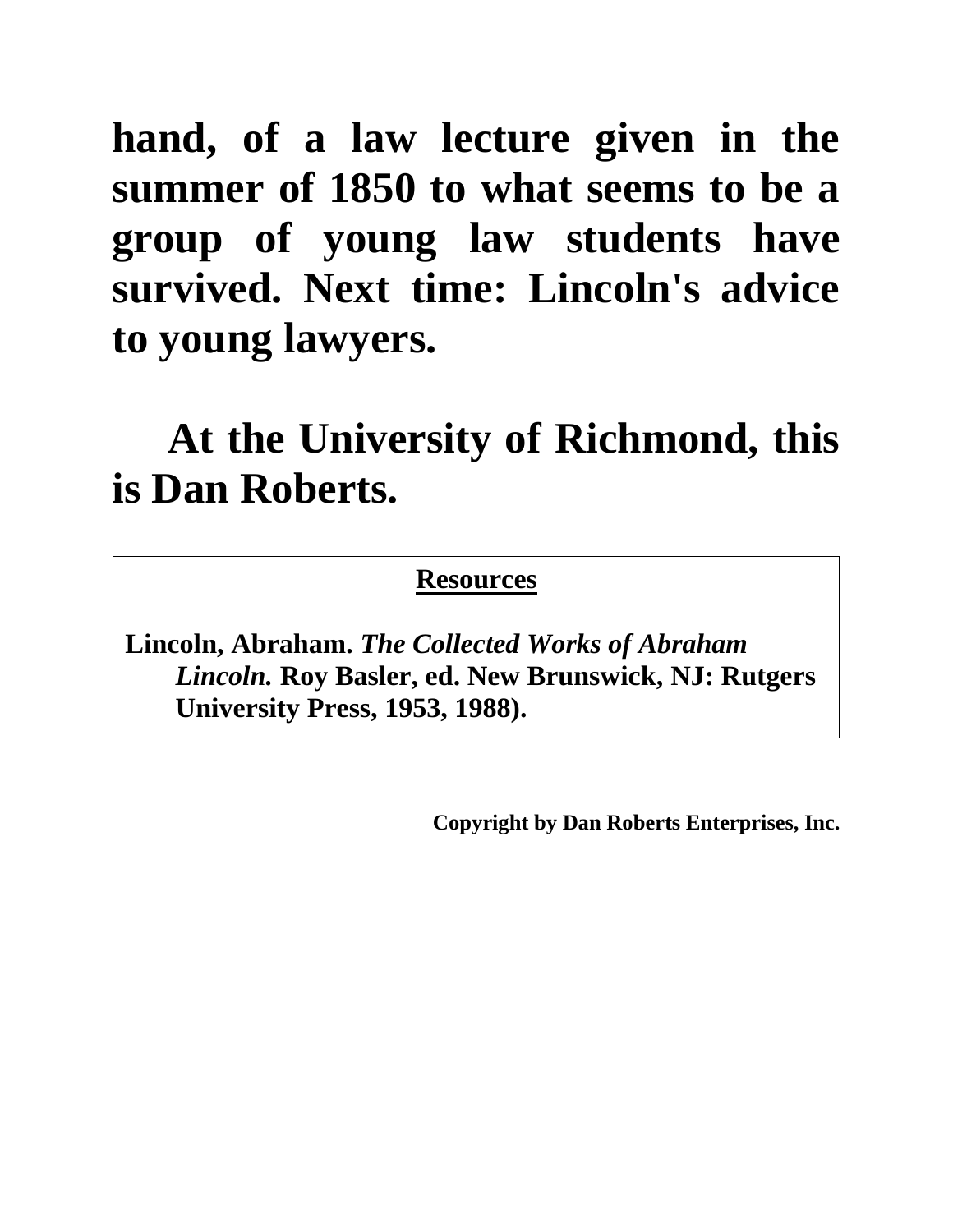**hand, of a law lecture given in the summer of 1850 to what seems to be a group of young law students have survived. Next time: Lincoln's advice to young lawyers.**

**At the University of Richmond, this is Dan Roberts.**

**Resources**

**Lincoln, Abraham. *The Collected Works of Abraham Lincoln.* Roy Basler, ed. New Brunswick, NJ: Rutgers University Press, 1953, 1988).**

**Copyright by Dan Roberts Enterprises, Inc.**